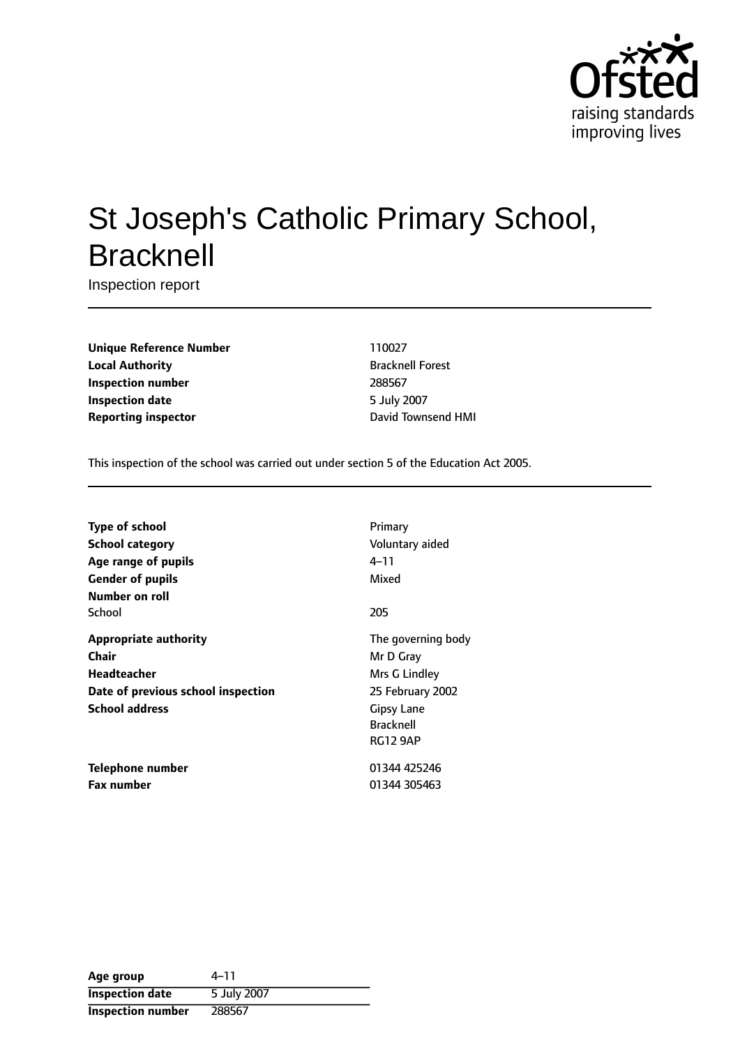Ofsted
raising standards
improving lives

# St Joseph's Catholic Primary School, Bracknell

Inspection report

| | |
|---|---|
| **Unique Reference Number** | 110027 |
| **Local Authority** | Bracknell Forest |
| **Inspection number** | 288567 |
| **Inspection date** | 5 July 2007 |
| **Reporting inspector** | David Townsend HMI |

This inspection of the school was carried out under section 5 of the Education Act 2005.

| | |
|---|---|
| **Type of school** | Primary |
| **School category** | Voluntary aided |
| **Age range of pupils** | 4–11 |
| **Gender of pupils** | Mixed |
| **Number on roll** | |
| School | 205 |
| **Appropriate authority** | The governing body |
| **Chair** | Mr D Gray |
| **Headteacher** | Mrs G Lindley |
| **Date of previous school inspection** | 25 February 2002 |
| **School address** | Gipsy Lane<br>Bracknell<br>RG12 9AP |
| **Telephone number** | 01344 425246 |
| **Fax number** | 01344 305463 |

| | |
|---|---|
| **Age group** | 4–11 |
| **Inspection date** | 5 July 2007 |
| **Inspection number** | 288567 |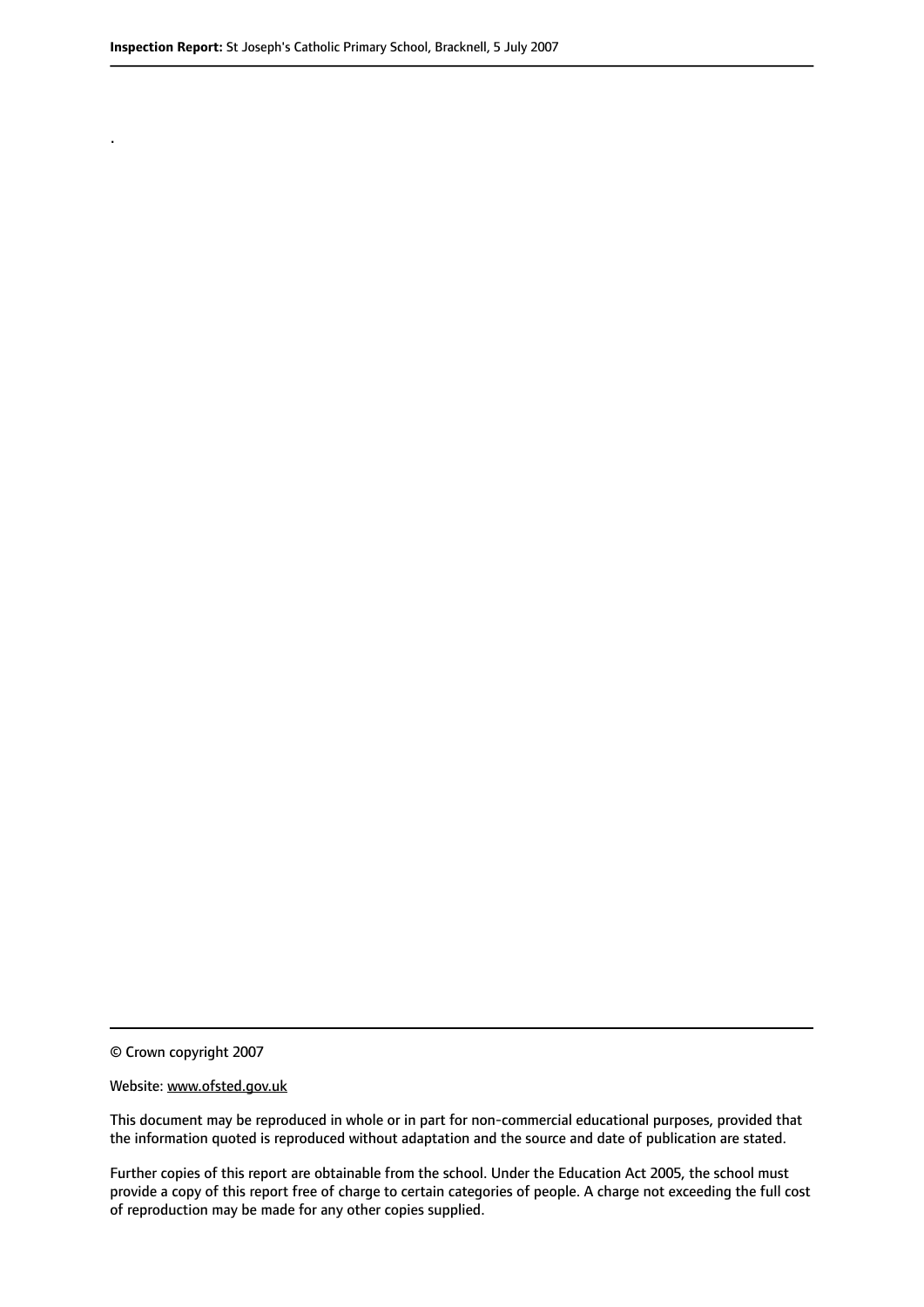.

© Crown copyright 2007

Website: www.ofsted.gov.uk

This document may be reproduced in whole or in part for non-commercial educational purposes, provided that the information quoted is reproduced without adaptation and the source and date of publication are stated.

Further copies of this report are obtainable from the school. Under the Education Act 2005, the school must provide a copy of this report free of charge to certain categories of people. A charge not exceeding the full cost of reproduction may be made for any other copies supplied.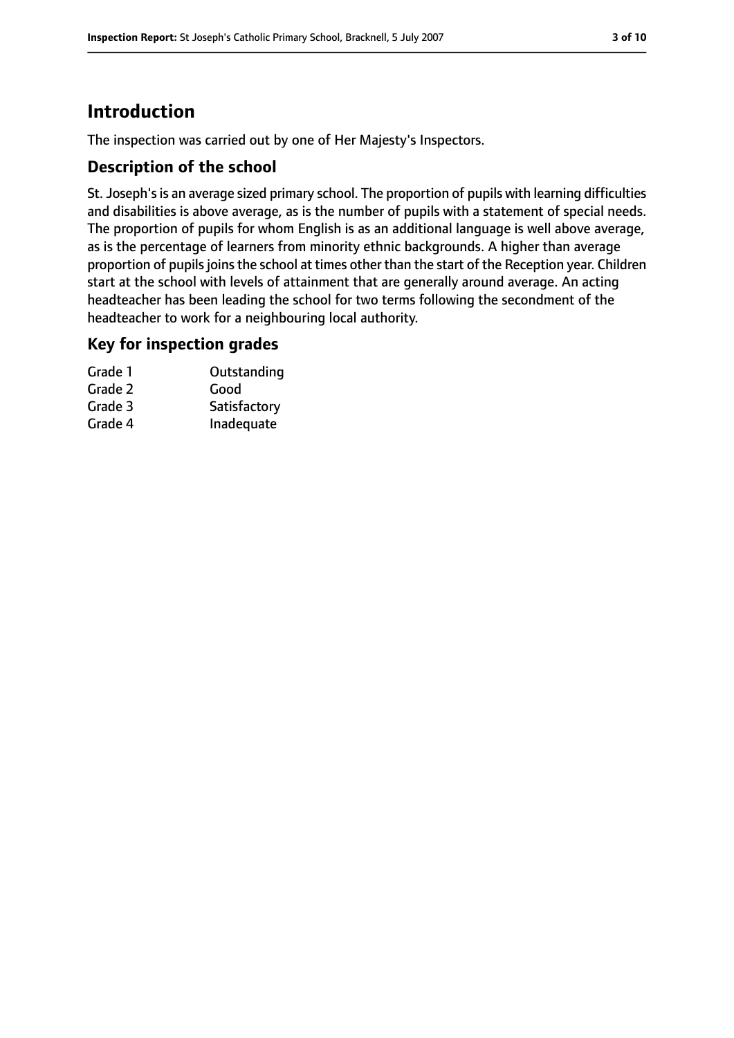# Introduction

The inspection was carried out by one of Her Majesty's Inspectors.

## Description of the school

St. Joseph's is an average sized primary school. The proportion of pupils with learning difficulties and disabilities is above average, as is the number of pupils with a statement of special needs. The proportion of pupils for whom English is as an additional language is well above average, as is the percentage of learners from minority ethnic backgrounds. A higher than average proportion of pupils joins the school at times other than the start of the Reception year. Children start at the school with levels of attainment that are generally around average. An acting headteacher has been leading the school for two terms following the secondment of the headteacher to work for a neighbouring local authority.

## Key for inspection grades

| | |
|---|---|
| Grade 1 | Outstanding |
| Grade 2 | Good |
| Grade 3 | Satisfactory |
| Grade 4 | Inadequate |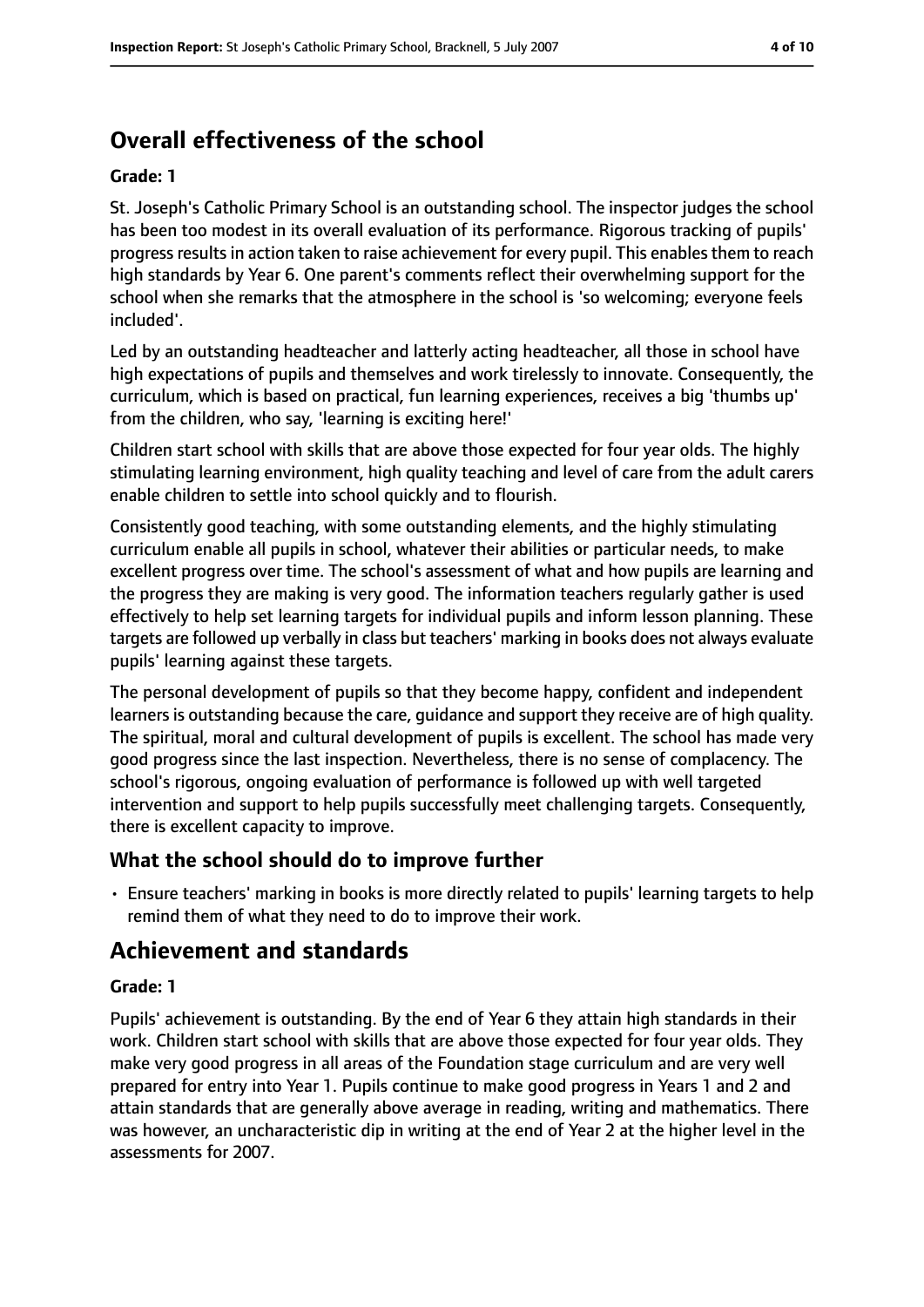## Overall effectiveness of the school

**Grade: 1**

St. Joseph's Catholic Primary School is an outstanding school. The inspector judges the school has been too modest in its overall evaluation of its performance. Rigorous tracking of pupils' progress results in action taken to raise achievement for every pupil. This enables them to reach high standards by Year 6. One parent's comments reflect their overwhelming support for the school when she remarks that the atmosphere in the school is 'so welcoming; everyone feels included'.

Led by an outstanding headteacher and latterly acting headteacher, all those in school have high expectations of pupils and themselves and work tirelessly to innovate. Consequently, the curriculum, which is based on practical, fun learning experiences, receives a big 'thumbs up' from the children, who say, 'learning is exciting here!'

Children start school with skills that are above those expected for four year olds. The highly stimulating learning environment, high quality teaching and level of care from the adult carers enable children to settle into school quickly and to flourish.

Consistently good teaching, with some outstanding elements, and the highly stimulating curriculum enable all pupils in school, whatever their abilities or particular needs, to make excellent progress over time. The school's assessment of what and how pupils are learning and the progress they are making is very good. The information teachers regularly gather is used effectively to help set learning targets for individual pupils and inform lesson planning. These targets are followed up verbally in class but teachers' marking in books does not always evaluate pupils' learning against these targets.

The personal development of pupils so that they become happy, confident and independent learners is outstanding because the care, guidance and support they receive are of high quality. The spiritual, moral and cultural development of pupils is excellent. The school has made very good progress since the last inspection. Nevertheless, there is no sense of complacency. The school's rigorous, ongoing evaluation of performance is followed up with well targeted intervention and support to help pupils successfully meet challenging targets. Consequently, there is excellent capacity to improve.

### What the school should do to improve further

- Ensure teachers' marking in books is more directly related to pupils' learning targets to help remind them of what they need to do to improve their work.

## Achievement and standards

**Grade: 1**

Pupils' achievement is outstanding. By the end of Year 6 they attain high standards in their work. Children start school with skills that are above those expected for four year olds. They make very good progress in all areas of the Foundation stage curriculum and are very well prepared for entry into Year 1. Pupils continue to make good progress in Years 1 and 2 and attain standards that are generally above average in reading, writing and mathematics. There was however, an uncharacteristic dip in writing at the end of Year 2 at the higher level in the assessments for 2007.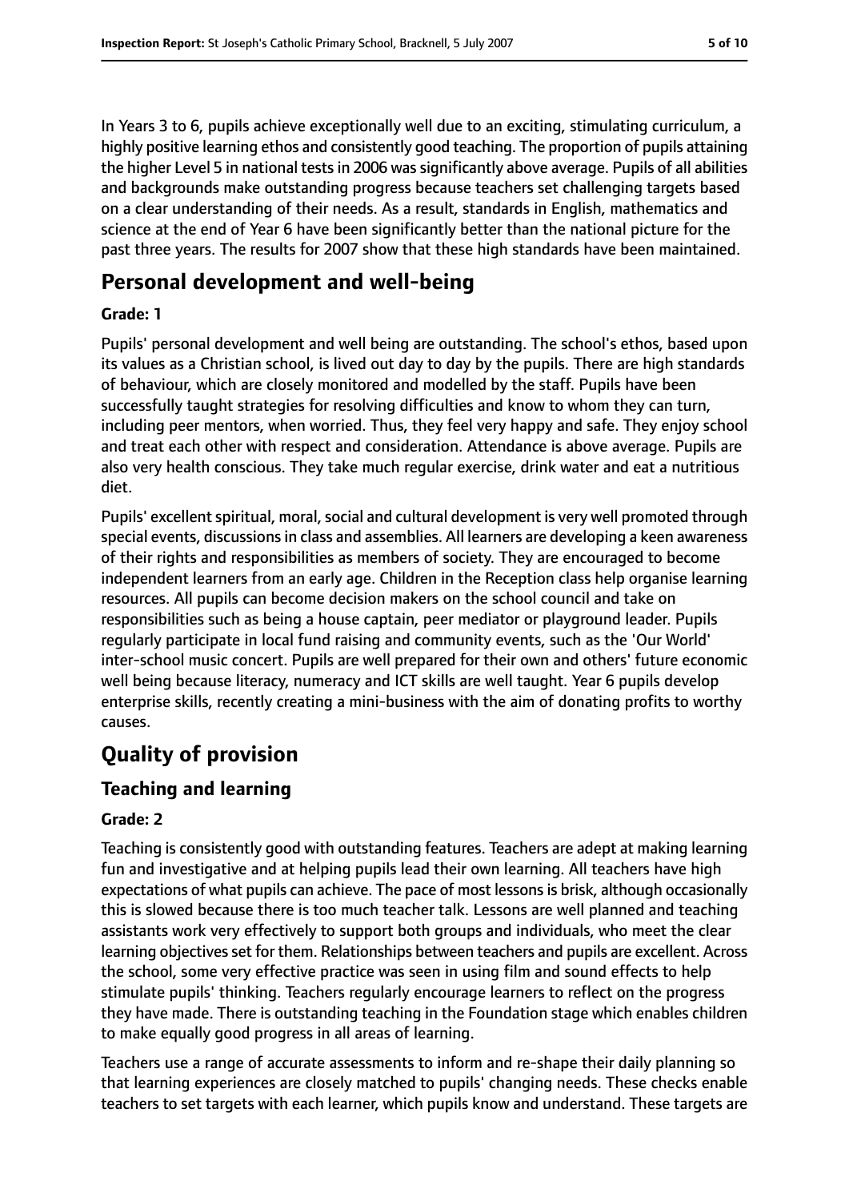In Years 3 to 6, pupils achieve exceptionally well due to an exciting, stimulating curriculum, a highly positive learning ethos and consistently good teaching. The proportion of pupils attaining the higher Level 5 in national tests in 2006 was significantly above average. Pupils of all abilities and backgrounds make outstanding progress because teachers set challenging targets based on a clear understanding of their needs. As a result, standards in English, mathematics and science at the end of Year 6 have been significantly better than the national picture for the past three years. The results for 2007 show that these high standards have been maintained.

# Personal development and well-being

**Grade: 1**

Pupils' personal development and well being are outstanding. The school's ethos, based upon its values as a Christian school, is lived out day to day by the pupils. There are high standards of behaviour, which are closely monitored and modelled by the staff. Pupils have been successfully taught strategies for resolving difficulties and know to whom they can turn, including peer mentors, when worried. Thus, they feel very happy and safe. They enjoy school and treat each other with respect and consideration. Attendance is above average. Pupils are also very health conscious. They take much regular exercise, drink water and eat a nutritious diet.

Pupils' excellent spiritual, moral, social and cultural development is very well promoted through special events, discussions in class and assemblies. All learners are developing a keen awareness of their rights and responsibilities as members of society. They are encouraged to become independent learners from an early age. Children in the Reception class help organise learning resources. All pupils can become decision makers on the school council and take on responsibilities such as being a house captain, peer mediator or playground leader. Pupils regularly participate in local fund raising and community events, such as the 'Our World' inter-school music concert. Pupils are well prepared for their own and others' future economic well being because literacy, numeracy and ICT skills are well taught. Year 6 pupils develop enterprise skills, recently creating a mini-business with the aim of donating profits to worthy causes.

# Quality of provision

## Teaching and learning

**Grade: 2**

Teaching is consistently good with outstanding features. Teachers are adept at making learning fun and investigative and at helping pupils lead their own learning. All teachers have high expectations of what pupils can achieve. The pace of most lessons is brisk, although occasionally this is slowed because there is too much teacher talk. Lessons are well planned and teaching assistants work very effectively to support both groups and individuals, who meet the clear learning objectives set for them. Relationships between teachers and pupils are excellent. Across the school, some very effective practice was seen in using film and sound effects to help stimulate pupils' thinking. Teachers regularly encourage learners to reflect on the progress they have made. There is outstanding teaching in the Foundation stage which enables children to make equally good progress in all areas of learning.

Teachers use a range of accurate assessments to inform and re-shape their daily planning so that learning experiences are closely matched to pupils' changing needs. These checks enable teachers to set targets with each learner, which pupils know and understand. These targets are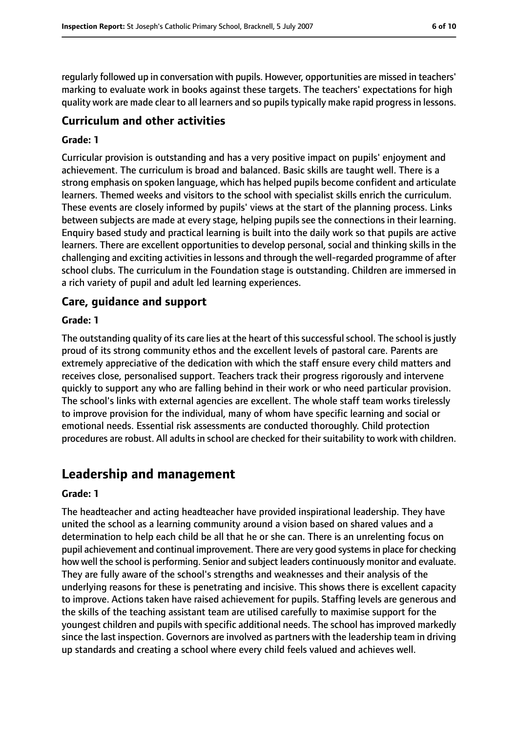regularly followed up in conversation with pupils. However, opportunities are missed in teachers' marking to evaluate work in books against these targets. The teachers' expectations for high quality work are made clear to all learners and so pupils typically make rapid progress in lessons.

### Curriculum and other activities

#### Grade: 1

Curricular provision is outstanding and has a very positive impact on pupils' enjoyment and achievement. The curriculum is broad and balanced. Basic skills are taught well. There is a strong emphasis on spoken language, which has helped pupils become confident and articulate learners. Themed weeks and visitors to the school with specialist skills enrich the curriculum. These events are closely informed by pupils' views at the start of the planning process. Links between subjects are made at every stage, helping pupils see the connections in their learning. Enquiry based study and practical learning is built into the daily work so that pupils are active learners. There are excellent opportunities to develop personal, social and thinking skills in the challenging and exciting activities in lessons and through the well-regarded programme of after school clubs. The curriculum in the Foundation stage is outstanding. Children are immersed in a rich variety of pupil and adult led learning experiences.

### Care, guidance and support

#### Grade: 1

The outstanding quality of its care lies at the heart of this successful school. The school is justly proud of its strong community ethos and the excellent levels of pastoral care. Parents are extremely appreciative of the dedication with which the staff ensure every child matters and receives close, personalised support. Teachers track their progress rigorously and intervene quickly to support any who are falling behind in their work or who need particular provision. The school's links with external agencies are excellent. The whole staff team works tirelessly to improve provision for the individual, many of whom have specific learning and social or emotional needs. Essential risk assessments are conducted thoroughly. Child protection procedures are robust. All adults in school are checked for their suitability to work with children.

## Leadership and management

#### Grade: 1

The headteacher and acting headteacher have provided inspirational leadership. They have united the school as a learning community around a vision based on shared values and a determination to help each child be all that he or she can. There is an unrelenting focus on pupil achievement and continual improvement. There are very good systems in place for checking how well the school is performing. Senior and subject leaders continuously monitor and evaluate. They are fully aware of the school's strengths and weaknesses and their analysis of the underlying reasons for these is penetrating and incisive. This shows there is excellent capacity to improve. Actions taken have raised achievement for pupils. Staffing levels are generous and the skills of the teaching assistant team are utilised carefully to maximise support for the youngest children and pupils with specific additional needs. The school has improved markedly since the last inspection. Governors are involved as partners with the leadership team in driving up standards and creating a school where every child feels valued and achieves well.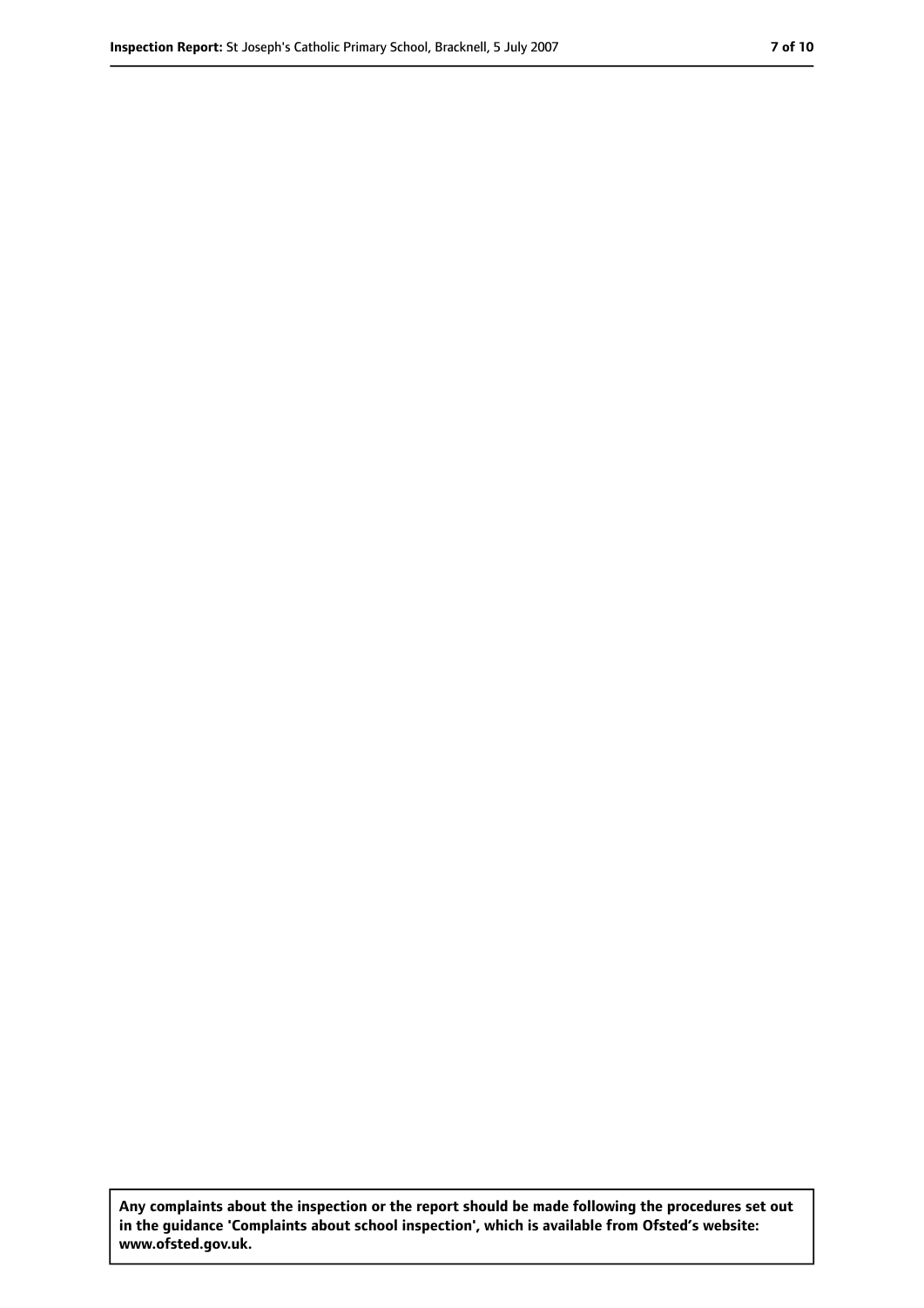**Any complaints about the inspection or the report should be made following the procedures set out in the guidance 'Complaints about school inspection', which is available from Ofsted's website: www.ofsted.gov.uk.**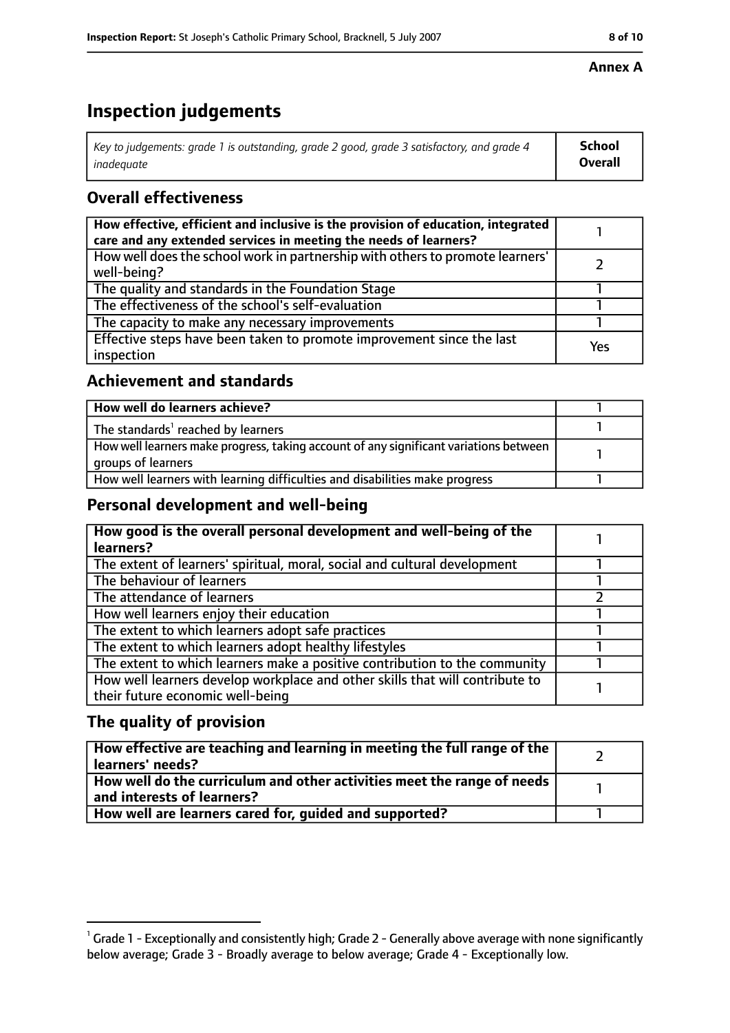**Annex A**

# Inspection judgements

| *Key to judgements: grade 1 is outstanding, grade 2 good, grade 3 satisfactory, and grade 4 inadequate* | **School Overall** |
|---|---|

## Overall effectiveness

| | |
|---|---|
| **How effective, efficient and inclusive is the provision of education, integrated care and any extended services in meeting the needs of learners?** | 1 |
| How well does the school work in partnership with others to promote learners' well-being? | 2 |
| The quality and standards in the Foundation Stage | 1 |
| The effectiveness of the school's self-evaluation | 1 |
| The capacity to make any necessary improvements | 1 |
| Effective steps have been taken to promote improvement since the last inspection | Yes |

## Achievement and standards

| | |
|---|---|
| **How well do learners achieve?** | 1 |
| The standards[1] reached by learners | 1 |
| How well learners make progress, taking account of any significant variations between groups of learners | 1 |
| How well learners with learning difficulties and disabilities make progress | 1 |

## Personal development and well-being

| | |
|---|---|
| **How good is the overall personal development and well-being of the learners?** | 1 |
| The extent of learners' spiritual, moral, social and cultural development | 1 |
| The behaviour of learners | 1 |
| The attendance of learners | 2 |
| How well learners enjoy their education | 1 |
| The extent to which learners adopt safe practices | 1 |
| The extent to which learners adopt healthy lifestyles | 1 |
| The extent to which learners make a positive contribution to the community | 1 |
| How well learners develop workplace and other skills that will contribute to their future economic well-being | 1 |

## The quality of provision

| | |
|---|---|
| **How effective are teaching and learning in meeting the full range of the learners' needs?** | 2 |
| **How well do the curriculum and other activities meet the range of needs and interests of learners?** | 1 |
| **How well are learners cared for, guided and supported?** | 1 |

[1] Grade 1 - Exceptionally and consistently high; Grade 2 - Generally above average with none significantly below average; Grade 3 - Broadly average to below average; Grade 4 - Exceptionally low.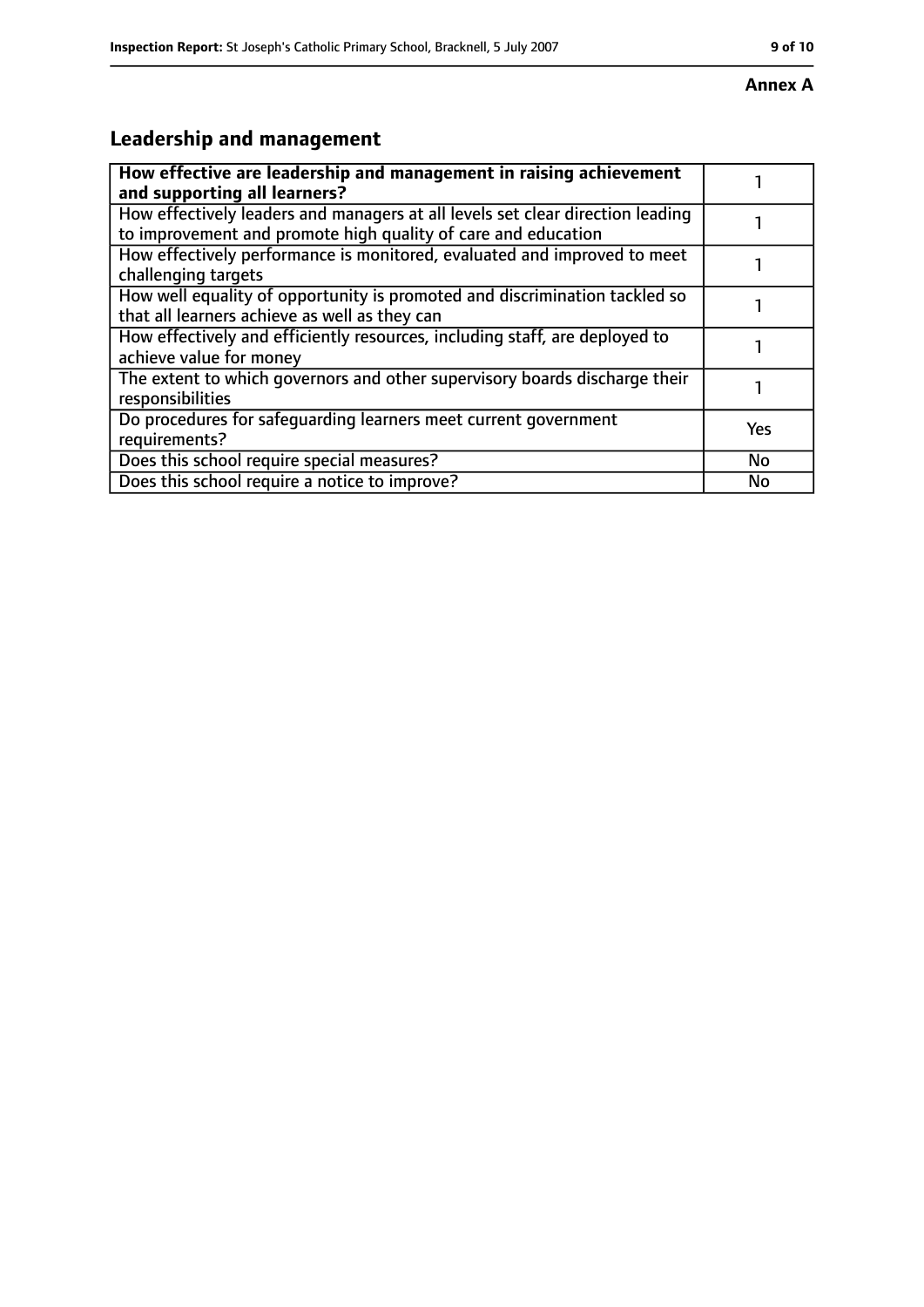**Annex A**

## Leadership and management

| | |
|---|---|
| **How effective are leadership and management in raising achievement and supporting all learners?** | 1 |
| How effectively leaders and managers at all levels set clear direction leading to improvement and promote high quality of care and education | 1 |
| How effectively performance is monitored, evaluated and improved to meet challenging targets | 1 |
| How well equality of opportunity is promoted and discrimination tackled so that all learners achieve as well as they can | 1 |
| How effectively and efficiently resources, including staff, are deployed to achieve value for money | 1 |
| The extent to which governors and other supervisory boards discharge their responsibilities | 1 |
| Do procedures for safeguarding learners meet current government requirements? | Yes |
| Does this school require special measures? | No |
| Does this school require a notice to improve? | No |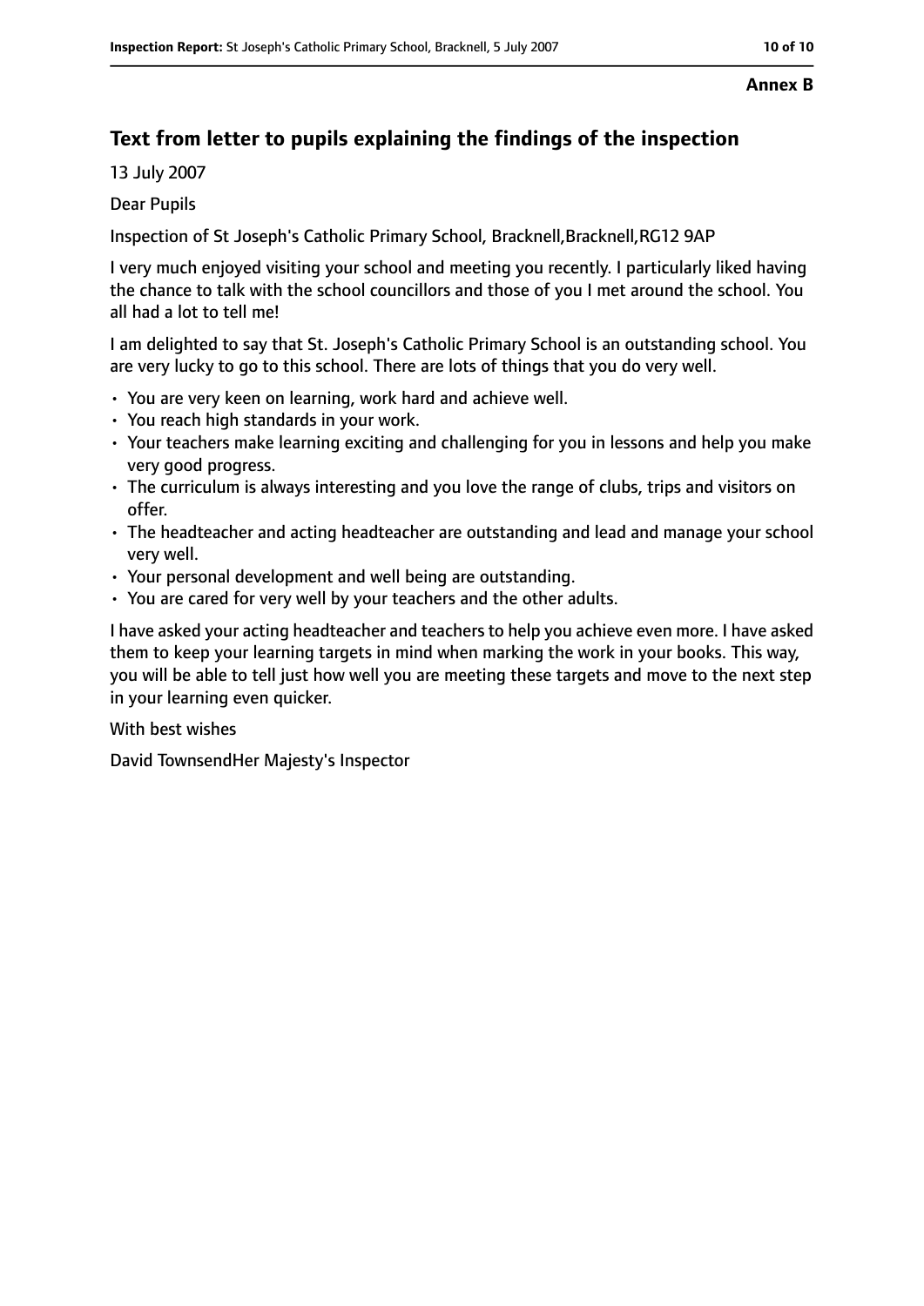**Annex B**

## Text from letter to pupils explaining the findings of the inspection

13 July 2007

Dear Pupils

Inspection of St Joseph's Catholic Primary School, Bracknell,Bracknell,RG12 9AP

I very much enjoyed visiting your school and meeting you recently. I particularly liked having the chance to talk with the school councillors and those of you I met around the school. You all had a lot to tell me!

I am delighted to say that St. Joseph's Catholic Primary School is an outstanding school. You are very lucky to go to this school. There are lots of things that you do very well.

- You are very keen on learning, work hard and achieve well.
- You reach high standards in your work.
- Your teachers make learning exciting and challenging for you in lessons and help you make very good progress.
- The curriculum is always interesting and you love the range of clubs, trips and visitors on offer.
- The headteacher and acting headteacher are outstanding and lead and manage your school very well.
- Your personal development and well being are outstanding.
- You are cared for very well by your teachers and the other adults.

I have asked your acting headteacher and teachers to help you achieve even more. I have asked them to keep your learning targets in mind when marking the work in your books. This way, you will be able to tell just how well you are meeting these targets and move to the next step in your learning even quicker.

With best wishes

David TownsendHer Majesty's Inspector